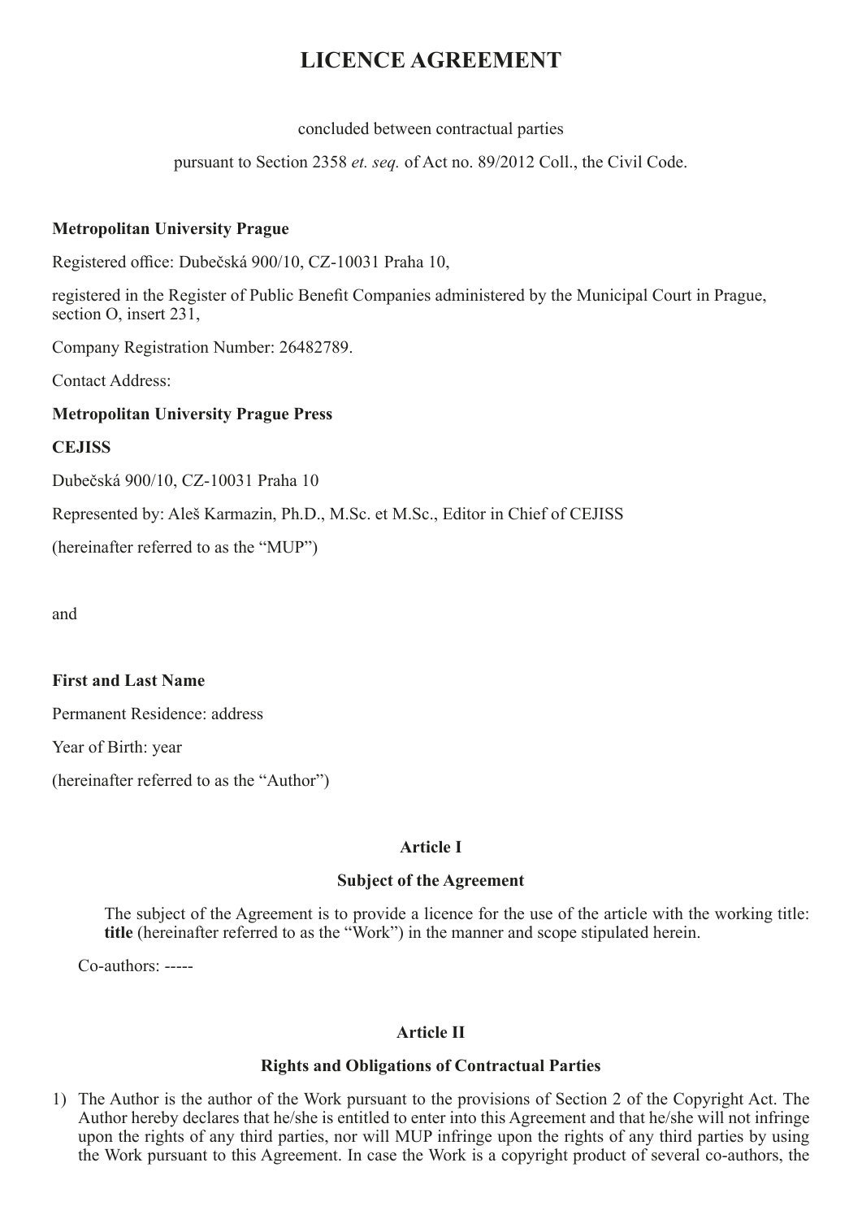# LICENCE AGREEMENT

concluded between contractual parties

pursuant to Section 2358 *et. seq.* of Act no. 89/2012 Coll., the Civil Code.

**Metropolitan University Prague**

Registered office: Dubečská 900/10, CZ-10031 Praha 10,

registered in the Register of Public Benefit Companies administered by the Municipal Court in Prague, section O, insert 231,

Company Registration Number: 26482789.

Contact Address:

**Metropolitan University Prague Press**

**CEJISS**

Dubečská 900/10, CZ-10031 Praha 10

Represented by: Aleš Karmazin, Ph.D., M.Sc. et M.Sc., Editor in Chief of CEJISS

(hereinafter referred to as the "MUP")

and

**First and Last Name**

Permanent Residence: address

Year of Birth: year

(hereinafter referred to as the "Author")

### Article I

### Subject of the Agreement

The subject of the Agreement is to provide a licence for the use of the article with the working title: **title** (hereinafter referred to as the "Work") in the manner and scope stipulated herein.

Co-authors: -----

### Article II

### Rights and Obligations of Contractual Parties

1) The Author is the author of the Work pursuant to the provisions of Section 2 of the Copyright Act. The Author hereby declares that he/she is entitled to enter into this Agreement and that he/she will not infringe upon the rights of any third parties, nor will MUP infringe upon the rights of any third parties by using the Work pursuant to this Agreement. In case the Work is a copyright product of several co-authors, the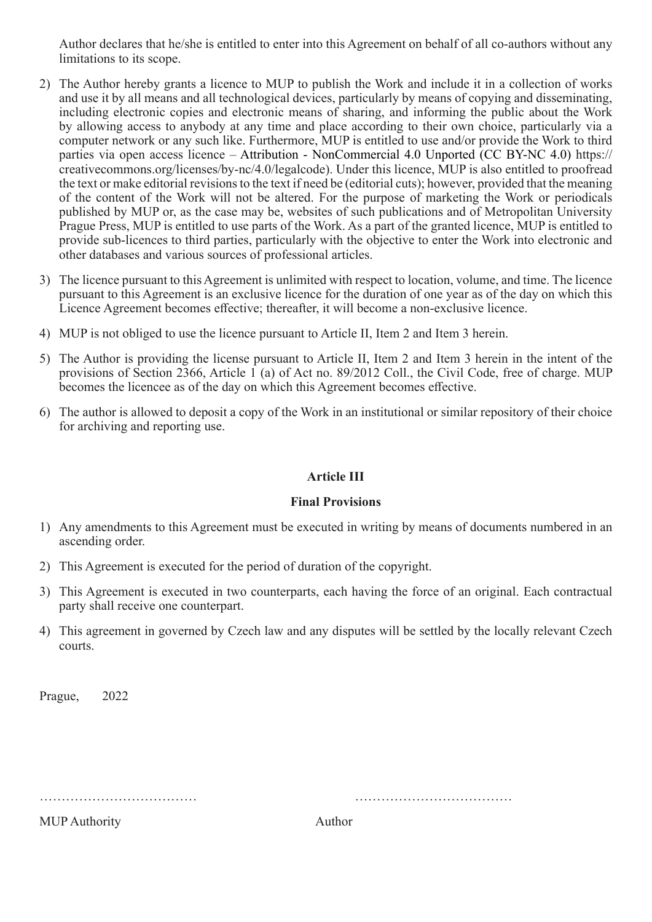Author declares that he/she is entitled to enter into this Agreement on behalf of all co-authors without any limitations to its scope.

2) The Author hereby grants a licence to MUP to publish the Work and include it in a collection of works and use it by all means and all technological devices, particularly by means of copying and disseminating, including electronic copies and electronic means of sharing, and informing the public about the Work by allowing access to anybody at any time and place according to their own choice, particularly via a computer network or any such like. Furthermore, MUP is entitled to use and/or provide the Work to third parties via open access licence – Attribution - NonCommercial 4.0 Unported (CC BY-NC 4.0) https://creativecommons.org/licenses/by-nc/4.0/legalcode). Under this licence, MUP is also entitled to proofread the text or make editorial revisions to the text if need be (editorial cuts); however, provided that the meaning of the content of the Work will not be altered. For the purpose of marketing the Work or periodicals published by MUP or, as the case may be, websites of such publications and of Metropolitan University Prague Press, MUP is entitled to use parts of the Work. As a part of the granted licence, MUP is entitled to provide sub-licences to third parties, particularly with the objective to enter the Work into electronic and other databases and various sources of professional articles.

3) The licence pursuant to this Agreement is unlimited with respect to location, volume, and time. The licence pursuant to this Agreement is an exclusive licence for the duration of one year as of the day on which this Licence Agreement becomes effective; thereafter, it will become a non-exclusive licence.

4) MUP is not obliged to use the licence pursuant to Article II, Item 2 and Item 3 herein.

5) The Author is providing the license pursuant to Article II, Item 2 and Item 3 herein in the intent of the provisions of Section 2366, Article 1 (a) of Act no. 89/2012 Coll., the Civil Code, free of charge. MUP becomes the licencee as of the day on which this Agreement becomes effective.

6) The author is allowed to deposit a copy of the Work in an institutional or similar repository of their choice for archiving and reporting use.

**Article III**

**Final Provisions**

1) Any amendments to this Agreement must be executed in writing by means of documents numbered in an ascending order.

2) This Agreement is executed for the period of duration of the copyright.

3) This Agreement is executed in two counterparts, each having the force of an original. Each contractual party shall receive one counterpart.

4) This agreement in governed by Czech law and any disputes will be settled by the locally relevant Czech courts.

Prague, 2022

……………………………… ………………………………

MUP Authority Author